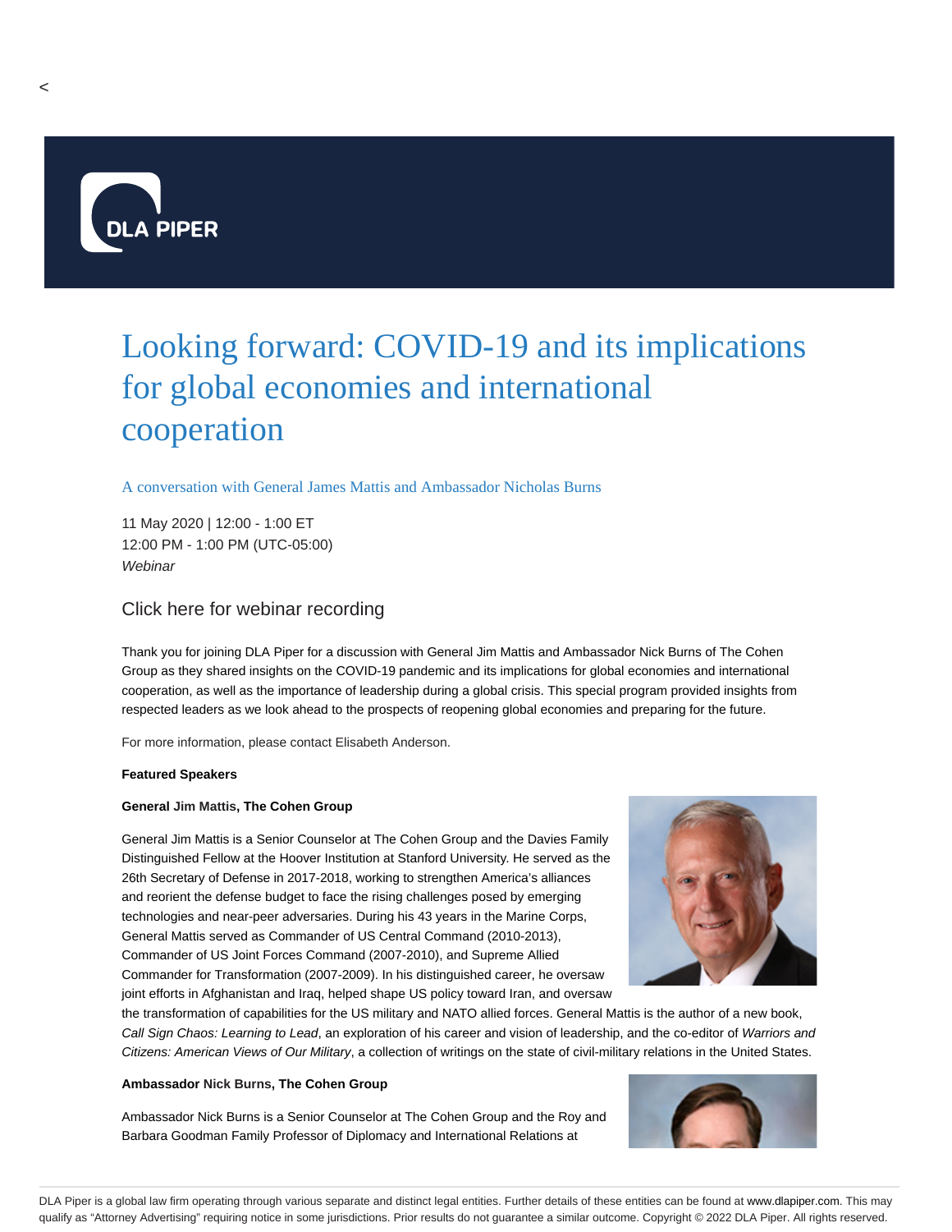<

# Looking forward: COVID-19 and its implications for global economies and international cooperation

A conversation with General James Mattis and Ambassador Nicholas Burns

11 May 2020 | 12:00 - 1:00 ET
12:00 PM - 1:00 PM (UTC-05:00)
*Webinar*

Click here for webinar recording

Thank you for joining DLA Piper for a discussion with General Jim Mattis and Ambassador Nick Burns of The Cohen Group as they shared insights on the COVID-19 pandemic and its implications for global economies and international cooperation, as well as the importance of leadership during a global crisis. This special program provided insights from respected leaders as we look ahead to the prospects of reopening global economies and preparing for the future.

For more information, please contact Elisabeth Anderson.

**Featured Speakers**

**General Jim Mattis, The Cohen Group**

General Jim Mattis is a Senior Counselor at The Cohen Group and the Davies Family Distinguished Fellow at the Hoover Institution at Stanford University. He served as the 26th Secretary of Defense in 2017-2018, working to strengthen America's alliances and reorient the defense budget to face the rising challenges posed by emerging technologies and near-peer adversaries. During his 43 years in the Marine Corps, General Mattis served as Commander of US Central Command (2010-2013), Commander of US Joint Forces Command (2007-2010), and Supreme Allied Commander for Transformation (2007-2009). In his distinguished career, he oversaw joint efforts in Afghanistan and Iraq, helped shape US policy toward Iran, and oversaw the transformation of capabilities for the US military and NATO allied forces. General Mattis is the author of a new book, *Call Sign Chaos: Learning to Lead*, an exploration of his career and vision of leadership, and the co-editor of *Warriors and Citizens: American Views of Our Military*, a collection of writings on the state of civil-military relations in the United States.

**Ambassador Nick Burns, The Cohen Group**

Ambassador Nick Burns is a Senior Counselor at The Cohen Group and the Roy and Barbara Goodman Family Professor of Diplomacy and International Relations at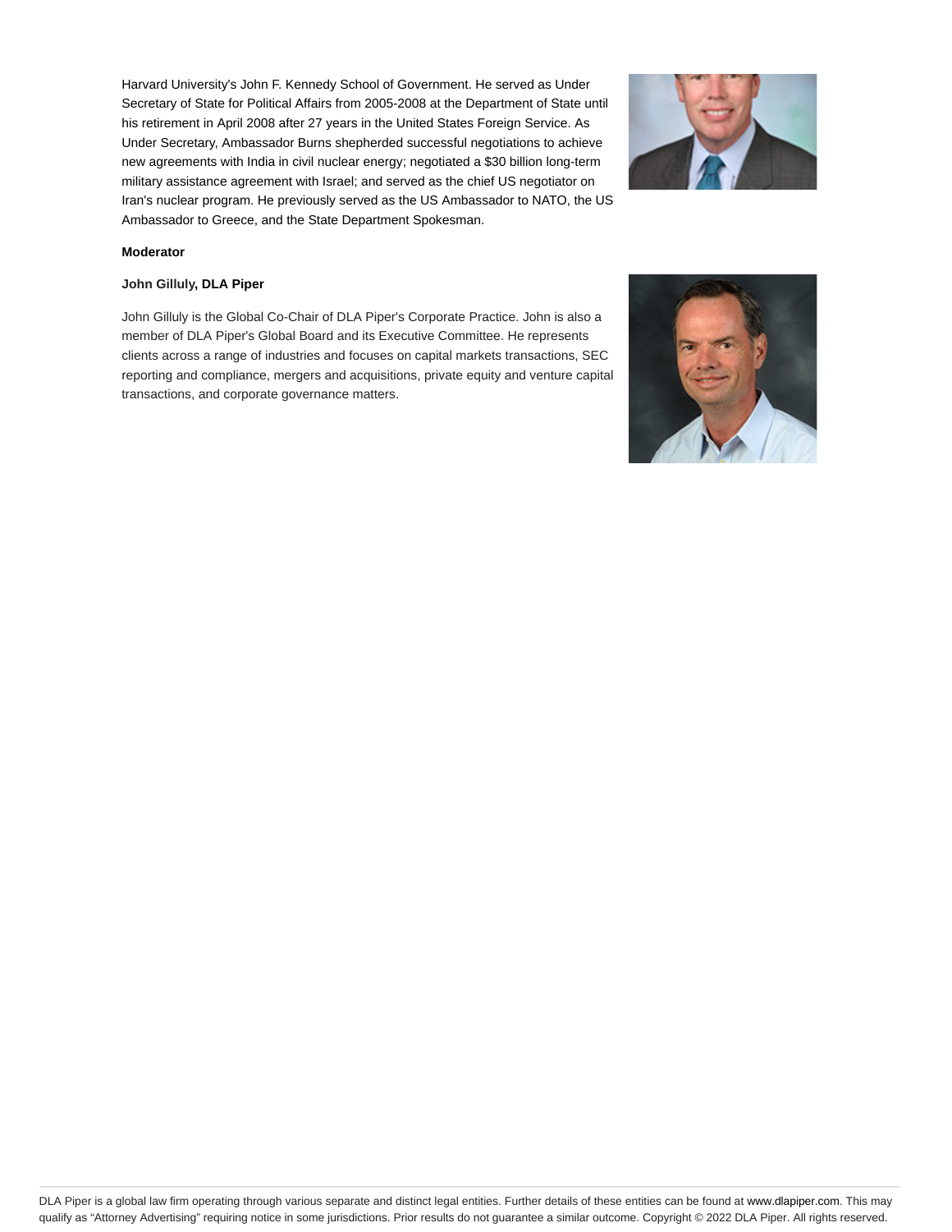Harvard University's John F. Kennedy School of Government. He served as Under Secretary of State for Political Affairs from 2005-2008 at the Department of State until his retirement in April 2008 after 27 years in the United States Foreign Service. As Under Secretary, Ambassador Burns shepherded successful negotiations to achieve new agreements with India in civil nuclear energy; negotiated a $30 billion long-term military assistance agreement with Israel; and served as the chief US negotiator on Iran's nuclear program. He previously served as the US Ambassador to NATO, the US Ambassador to Greece, and the State Department Spokesman.

**Moderator**

**John Gilluly, DLA Piper**

John Gilluly is the Global Co-Chair of DLA Piper's Corporate Practice. John is also a member of DLA Piper's Global Board and its Executive Committee. He represents clients across a range of industries and focuses on capital markets transactions, SEC reporting and compliance, mergers and acquisitions, private equity and venture capital transactions, and corporate governance matters.

DLA Piper is a global law firm operating through various separate and distinct legal entities. Further details of these entities can be found at www.dlapiper.com. This may qualify as "Attorney Advertising" requiring notice in some jurisdictions. Prior results do not guarantee a similar outcome. Copyright © 2022 DLA Piper. All rights reserved.